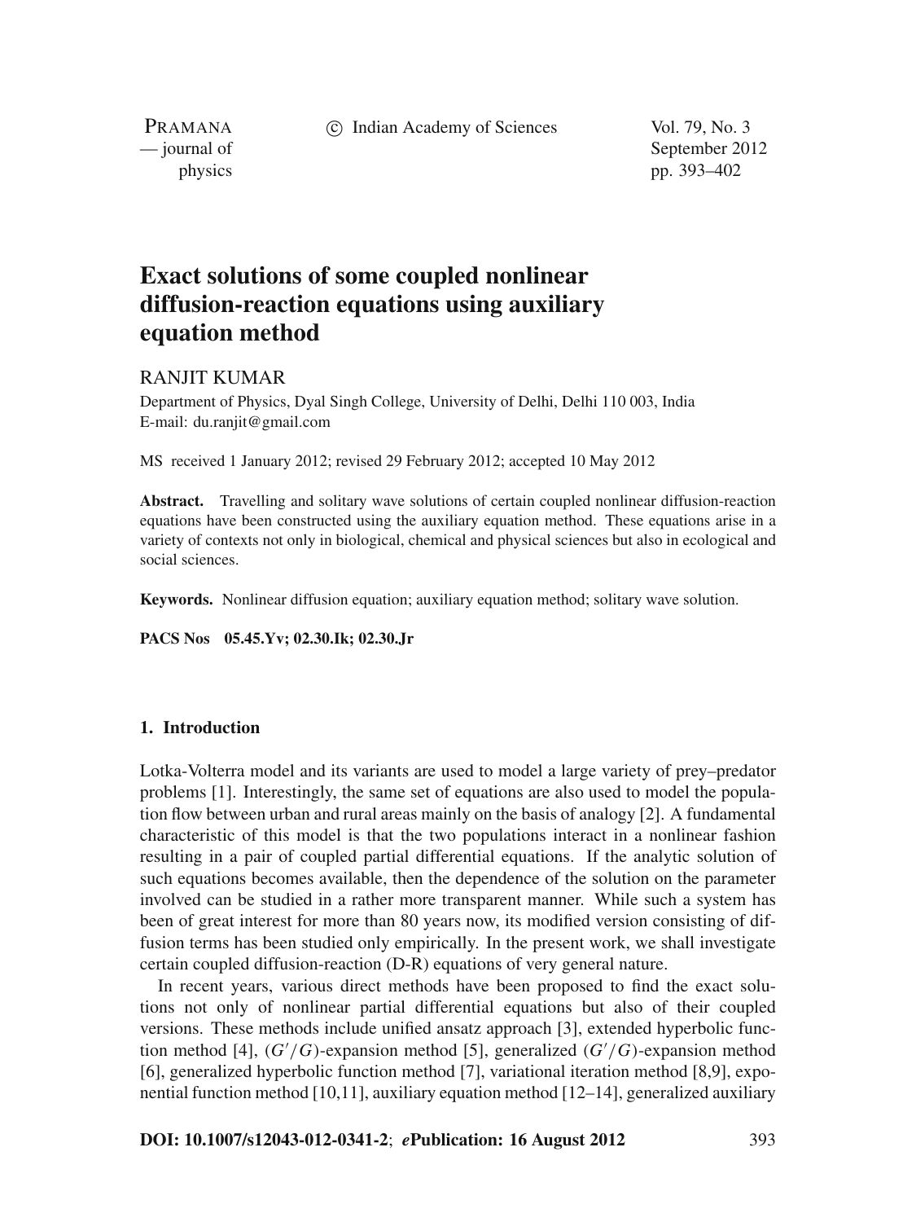# Exact solutions of some coupled nonlinear diffusion-reaction equations using auxiliary equation method

RANJIT KUMAR

Department of Physics, Dyal Singh College, University of Delhi, Delhi 110 003, India
E-mail: du.ranjit@gmail.com

MS received 1 January 2012; revised 29 February 2012; accepted 10 May 2012

**Abstract.** Travelling and solitary wave solutions of certain coupled nonlinear diffusion-reaction equations have been constructed using the auxiliary equation method. These equations arise in a variety of contexts not only in biological, chemical and physical sciences but also in ecological and social sciences.

**Keywords.** Nonlinear diffusion equation; auxiliary equation method; solitary wave solution.

**PACS Nos** 05.45.Yv; 02.30.Ik; 02.30.Jr

## 1. Introduction

Lotka-Volterra model and its variants are used to model a large variety of prey–predator problems [1]. Interestingly, the same set of equations are also used to model the population flow between urban and rural areas mainly on the basis of analogy [2]. A fundamental characteristic of this model is that the two populations interact in a nonlinear fashion resulting in a pair of coupled partial differential equations. If the analytic solution of such equations becomes available, then the dependence of the solution on the parameter involved can be studied in a rather more transparent manner. While such a system has been of great interest for more than 80 years now, its modified version consisting of diffusion terms has been studied only empirically. In the present work, we shall investigate certain coupled diffusion-reaction (D-R) equations of very general nature.

In recent years, various direct methods have been proposed to find the exact solutions not only of nonlinear partial differential equations but also of their coupled versions. These methods include unified ansatz approach [3], extended hyperbolic function method [4], $(G'/G)$-expansion method [5], generalized $(G'/G)$-expansion method [6], generalized hyperbolic function method [7], variational iteration method [8,9], exponential function method [10,11], auxiliary equation method [12–14], generalized auxiliary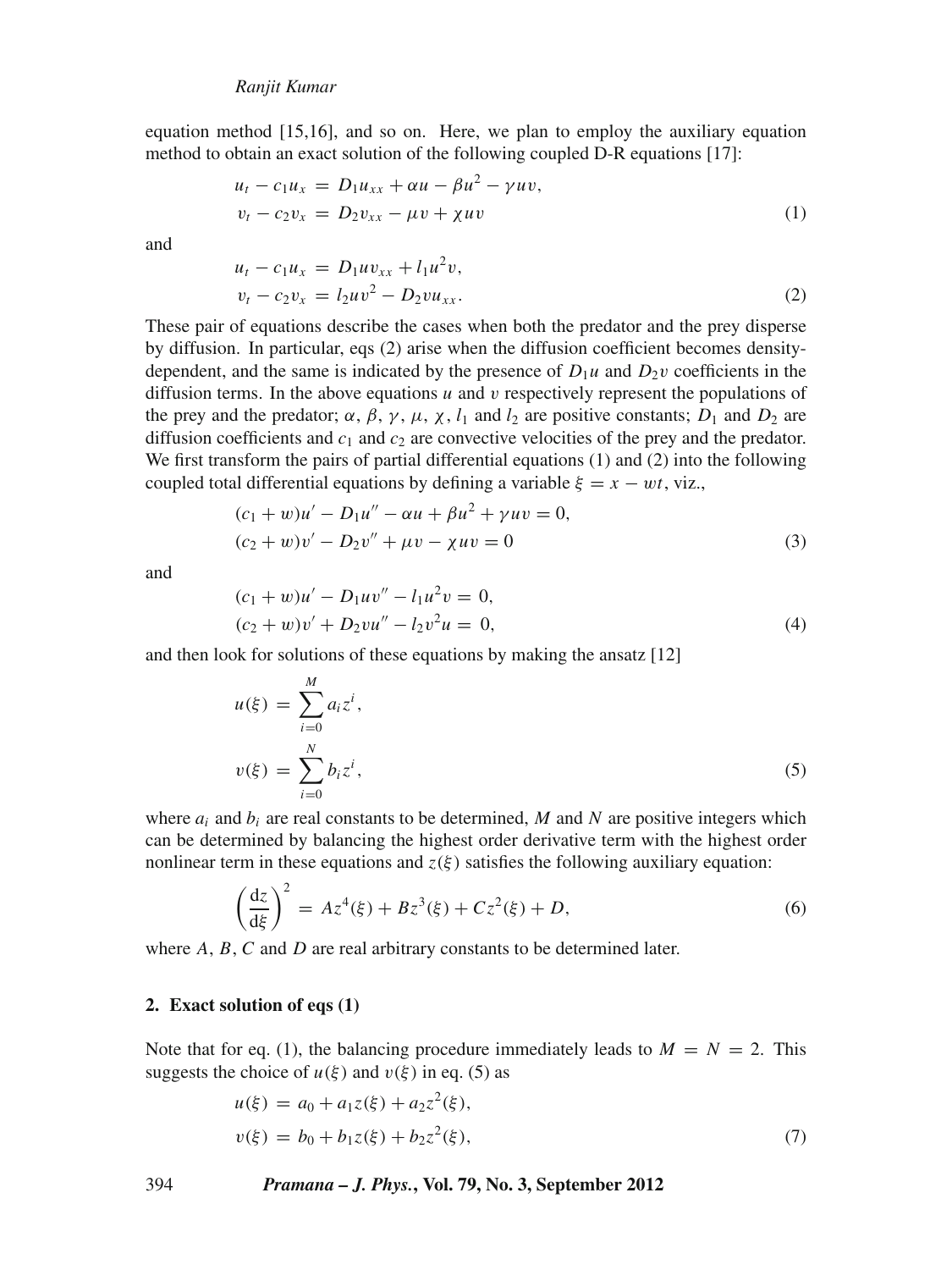equation method [15,16], and so on. Here, we plan to employ the auxiliary equation method to obtain an exact solution of the following coupled D-R equations [17]:

$$
\begin{aligned}
u_t - c_1 u_x &= D_1 u_{xx} + \alpha u - \beta u^2 - \gamma u v, \\
v_t - c_2 v_x &= D_2 v_{xx} - \mu v + \chi u v
\end{aligned}
\tag{1}
$$

and

$$
\begin{aligned}
u_t - c_1 u_x &= D_1 u v_{xx} + l_1 u^2 v, \\
v_t - c_2 v_x &= l_2 u v^2 - D_2 v u_{xx}.
\end{aligned}
\tag{2}
$$

These pair of equations describe the cases when both the predator and the prey disperse by diffusion. In particular, eqs (2) arise when the diffusion coefficient becomes density-dependent, and the same is indicated by the presence of $D_1 u$ and $D_2 v$ coefficients in the diffusion terms. In the above equations $u$ and $v$ respectively represent the populations of the prey and the predator; $\alpha$, $\beta$, $\gamma$, $\mu$, $\chi$, $l_1$ and $l_2$ are positive constants; $D_1$ and $D_2$ are diffusion coefficients and $c_1$ and $c_2$ are convective velocities of the prey and the predator. We first transform the pairs of partial differential equations (1) and (2) into the following coupled total differential equations by defining a variable $\xi = x - wt$, viz.,

$$
\begin{aligned}
(c_1 + w)u' - D_1 u'' - \alpha u + \beta u^2 + \gamma u v &= 0, \\
(c_2 + w)v' - D_2 v'' + \mu v - \chi u v &= 0
\end{aligned}
\tag{3}
$$

and

$$
\begin{aligned}
(c_1 + w)u' - D_1 u v'' - l_1 u^2 v &= 0, \\
(c_2 + w)v' + D_2 v u'' - l_2 v^2 u &= 0,
\end{aligned}
\tag{4}
$$

and then look for solutions of these equations by making the ansatz [12]

$$
\begin{aligned}
u(\xi) &= \sum_{i=0}^{M} a_i z^i, \\
v(\xi) &= \sum_{i=0}^{N} b_i z^i,
\end{aligned}
\tag{5}
$$

where $a_i$ and $b_i$ are real constants to be determined, $M$ and $N$ are positive integers which can be determined by balancing the highest order derivative term with the highest order nonlinear term in these equations and $z(\xi)$ satisfies the following auxiliary equation:

$$
\left(\frac{\mathrm{d}z}{\mathrm{d}\xi}\right)^2 = A z^4(\xi) + B z^3(\xi) + C z^2(\xi) + D,
\tag{6}
$$

where $A$, $B$, $C$ and $D$ are real arbitrary constants to be determined later.

## 2. Exact solution of eqs (1)

Note that for eq. (1), the balancing procedure immediately leads to $M = N = 2$. This suggests the choice of $u(\xi)$ and $v(\xi)$ in eq. (5) as

$$
\begin{aligned}
u(\xi) &= a_0 + a_1 z(\xi) + a_2 z^2(\xi), \\
v(\xi) &= b_0 + b_1 z(\xi) + b_2 z^2(\xi),
\end{aligned}
\tag{7}
$$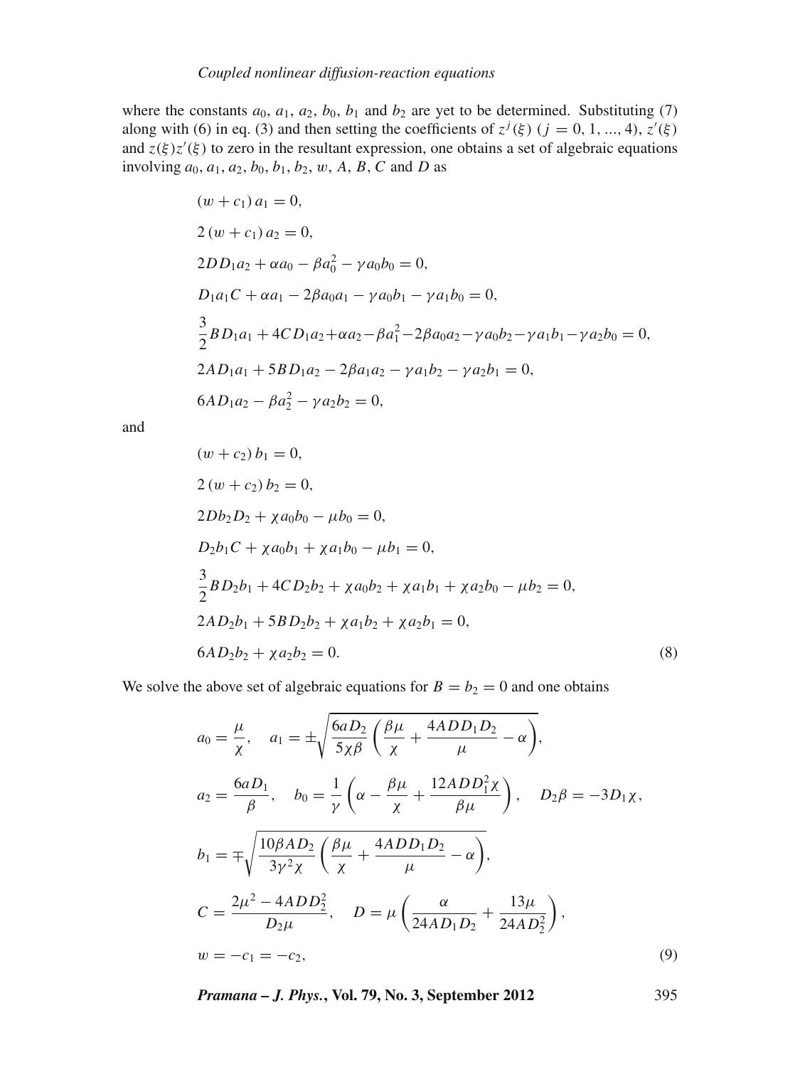where the constants $a_0$, $a_1$, $a_2$, $b_0$, $b_1$ and $b_2$ are yet to be determined. Substituting (7) along with (6) in eq. (3) and then setting the coefficients of $z^j(\xi)$ $(j = 0, 1, ..., 4)$, $z'(\xi)$ and $z(\xi)z'(\xi)$ to zero in the resultant expression, one obtains a set of algebraic equations involving $a_0$, $a_1$, $a_2$, $b_0$, $b_1$, $b_2$, $w$, $A$, $B$, $C$ and $D$ as

$$
\begin{aligned}
&(w + c_1)\, a_1 = 0,\\
&2\,(w + c_1)\, a_2 = 0,\\
&2DD_1a_2 + \alpha a_0 - \beta a_0^2 - \gamma a_0 b_0 = 0,\\
&D_1a_1C + \alpha a_1 - 2\beta a_0 a_1 - \gamma a_0 b_1 - \gamma a_1 b_0 = 0,\\
&\frac{3}{2}BD_1a_1 + 4CD_1a_2 + \alpha a_2 - \beta a_1^2 - 2\beta a_0 a_2 - \gamma a_0 b_2 - \gamma a_1 b_1 - \gamma a_2 b_0 = 0,\\
&2AD_1a_1 + 5BD_1a_2 - 2\beta a_1 a_2 - \gamma a_1 b_2 - \gamma a_2 b_1 = 0,\\
&6AD_1a_2 - \beta a_2^2 - \gamma a_2 b_2 = 0,
\end{aligned}
$$

and

$$
\begin{aligned}
&(w + c_2)\, b_1 = 0,\\
&2\,(w + c_2)\, b_2 = 0,\\
&2Db_2D_2 + \chi a_0 b_0 - \mu b_0 = 0,\\
&D_2b_1C + \chi a_0 b_1 + \chi a_1 b_0 - \mu b_1 = 0,\\
&\frac{3}{2}BD_2b_1 + 4CD_2b_2 + \chi a_0 b_2 + \chi a_1 b_1 + \chi a_2 b_0 - \mu b_2 = 0,\\
&2AD_2b_1 + 5BD_2b_2 + \chi a_1 b_2 + \chi a_2 b_1 = 0,\\
&6AD_2b_2 + \chi a_2 b_2 = 0.
\end{aligned}
\tag{8}
$$

We solve the above set of algebraic equations for $B = b_2 = 0$ and one obtains

$$
\begin{aligned}
&a_0 = \frac{\mu}{\chi}, \quad a_1 = \pm\sqrt{\frac{6aD_2}{5\chi\beta}\left(\frac{\beta\mu}{\chi} + \frac{4ADD_1D_2}{\mu} - \alpha\right)},\\
&a_2 = \frac{6aD_1}{\beta}, \quad b_0 = \frac{1}{\gamma}\left(\alpha - \frac{\beta\mu}{\chi} + \frac{12ADD_1^2\chi}{\beta\mu}\right), \quad D_2\beta = -3D_1\chi,\\
&b_1 = \mp\sqrt{\frac{10\beta AD_2}{3\gamma^2\chi}\left(\frac{\beta\mu}{\chi} + \frac{4ADD_1D_2}{\mu} - \alpha\right)},\\
&C = \frac{2\mu^2 - 4ADD_2^2}{D_2\mu}, \quad D = \mu\left(\frac{\alpha}{24AD_1D_2} + \frac{13\mu}{24AD_2^2}\right),\\
&w = -c_1 = -c_2,
\end{aligned}
\tag{9}
$$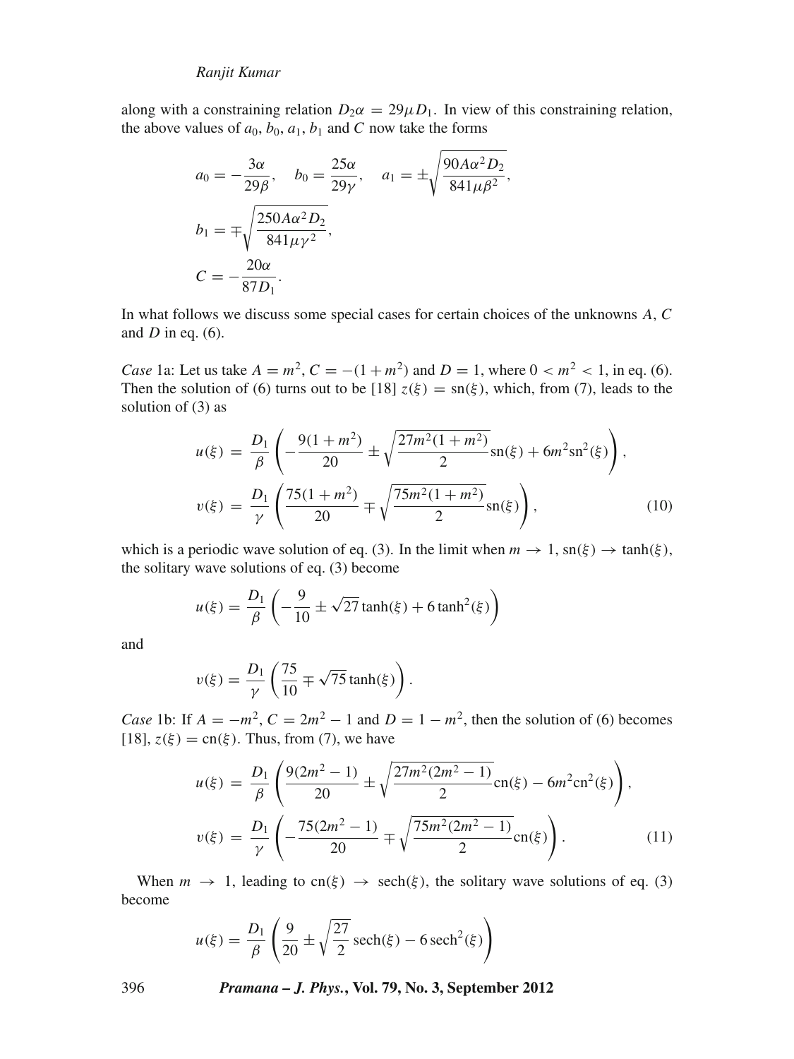along with a constraining relation $D_2\alpha = 29\mu D_1$. In view of this constraining relation, the above values of $a_0$, $b_0$, $a_1$, $b_1$ and $C$ now take the forms

$$a_0 = -\frac{3\alpha}{29\beta}, \quad b_0 = \frac{25\alpha}{29\gamma}, \quad a_1 = \pm\sqrt{\frac{90A\alpha^2 D_2}{841\mu\beta^2}},$$

$$b_1 = \mp\sqrt{\frac{250A\alpha^2 D_2}{841\mu\gamma^2}},$$

$$C = -\frac{20\alpha}{87D_1}.$$

In what follows we discuss some special cases for certain choices of the unknowns $A$, $C$ and $D$ in eq. (6).

*Case* 1a: Let us take $A = m^2$, $C = -(1 + m^2)$ and $D = 1$, where $0 < m^2 < 1$, in eq. (6). Then the solution of (6) turns out to be [18] $z(\xi) = \mathrm{sn}(\xi)$, which, from (7), leads to the solution of (3) as

$$u(\xi) = \frac{D_1}{\beta}\left(-\frac{9(1+m^2)}{20} \pm \sqrt{\frac{27m^2(1+m^2)}{2}}\mathrm{sn}(\xi) + 6m^2\mathrm{sn}^2(\xi)\right),$$

$$v(\xi) = \frac{D_1}{\gamma}\left(\frac{75(1+m^2)}{20} \mp \sqrt{\frac{75m^2(1+m^2)}{2}}\mathrm{sn}(\xi)\right), \tag{10}$$

which is a periodic wave solution of eq. (3). In the limit when $m \to 1$, $\mathrm{sn}(\xi) \to \tanh(\xi)$, the solitary wave solutions of eq. (3) become

$$u(\xi) = \frac{D_1}{\beta}\left(-\frac{9}{10} \pm \sqrt{27}\tanh(\xi) + 6\tanh^2(\xi)\right)$$

and

$$v(\xi) = \frac{D_1}{\gamma}\left(\frac{75}{10} \mp \sqrt{75}\tanh(\xi)\right).$$

*Case* 1b: If $A = -m^2$, $C = 2m^2 - 1$ and $D = 1 - m^2$, then the solution of (6) becomes [18], $z(\xi) = \mathrm{cn}(\xi)$. Thus, from (7), we have

$$u(\xi) = \frac{D_1}{\beta}\left(\frac{9(2m^2-1)}{20} \pm \sqrt{\frac{27m^2(2m^2-1)}{2}}\mathrm{cn}(\xi) - 6m^2\mathrm{cn}^2(\xi)\right),$$

$$v(\xi) = \frac{D_1}{\gamma}\left(-\frac{75(2m^2-1)}{20} \mp \sqrt{\frac{75m^2(2m^2-1)}{2}}\mathrm{cn}(\xi)\right). \tag{11}$$

When $m \to 1$, leading to $\mathrm{cn}(\xi) \to \mathrm{sech}(\xi)$, the solitary wave solutions of eq. (3) become

$$u(\xi) = \frac{D_1}{\beta}\left(\frac{9}{20} \pm \sqrt{\frac{27}{2}}\,\mathrm{sech}(\xi) - 6\,\mathrm{sech}^2(\xi)\right)$$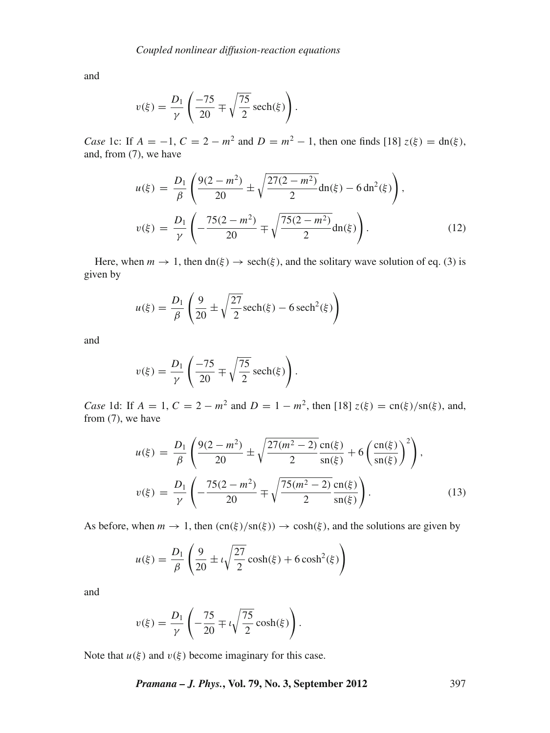and

$$v(\xi) = \frac{D_1}{\gamma}\left(\frac{-75}{20} \mp \sqrt{\frac{75}{2}}\,\mathrm{sech}(\xi)\right).$$

*Case* 1c: If $A = -1$, $C = 2 - m^2$ and $D = m^2 - 1$, then one finds [18] $z(\xi) = \mathrm{dn}(\xi)$, and, from (7), we have

$$\begin{aligned}
u(\xi) &= \frac{D_1}{\beta}\left(\frac{9(2-m^2)}{20} \pm \sqrt{\frac{27(2-m^2)}{2}}\mathrm{dn}(\xi) - 6\,\mathrm{dn}^2(\xi)\right),\\
v(\xi) &= \frac{D_1}{\gamma}\left(-\frac{75(2-m^2)}{20} \mp \sqrt{\frac{75(2-m^2)}{2}}\mathrm{dn}(\xi)\right). \qquad (12)
\end{aligned}$$

Here, when $m \to 1$, then $\mathrm{dn}(\xi) \to \mathrm{sech}(\xi)$, and the solitary wave solution of eq. (3) is given by

$$u(\xi) = \frac{D_1}{\beta}\left(\frac{9}{20} \pm \sqrt{\frac{27}{2}}\mathrm{sech}(\xi) - 6\,\mathrm{sech}^2(\xi)\right)$$

and

$$v(\xi) = \frac{D_1}{\gamma}\left(\frac{-75}{20} \mp \sqrt{\frac{75}{2}}\,\mathrm{sech}(\xi)\right).$$

*Case* 1d: If $A = 1$, $C = 2 - m^2$ and $D = 1 - m^2$, then [18] $z(\xi) = \mathrm{cn}(\xi)/\mathrm{sn}(\xi)$, and, from (7), we have

$$\begin{aligned}
u(\xi) &= \frac{D_1}{\beta}\left(\frac{9(2-m^2)}{20} \pm \sqrt{\frac{27(m^2-2)}{2}}\frac{\mathrm{cn}(\xi)}{\mathrm{sn}(\xi)} + 6\left(\frac{\mathrm{cn}(\xi)}{\mathrm{sn}(\xi)}\right)^2\right),\\
v(\xi) &= \frac{D_1}{\gamma}\left(-\frac{75(2-m^2)}{20} \mp \sqrt{\frac{75(m^2-2)}{2}}\frac{\mathrm{cn}(\xi)}{\mathrm{sn}(\xi)}\right). \qquad (13)
\end{aligned}$$

As before, when $m \to 1$, then $(\mathrm{cn}(\xi)/\mathrm{sn}(\xi)) \to \cosh(\xi)$, and the solutions are given by

$$u(\xi) = \frac{D_1}{\beta}\left(\frac{9}{20} \pm \iota\sqrt{\frac{27}{2}}\cosh(\xi) + 6\cosh^2(\xi)\right)$$

and

$$v(\xi) = \frac{D_1}{\gamma}\left(-\frac{75}{20} \mp \iota\sqrt{\frac{75}{2}}\cosh(\xi)\right).$$

Note that $u(\xi)$ and $v(\xi)$ become imaginary for this case.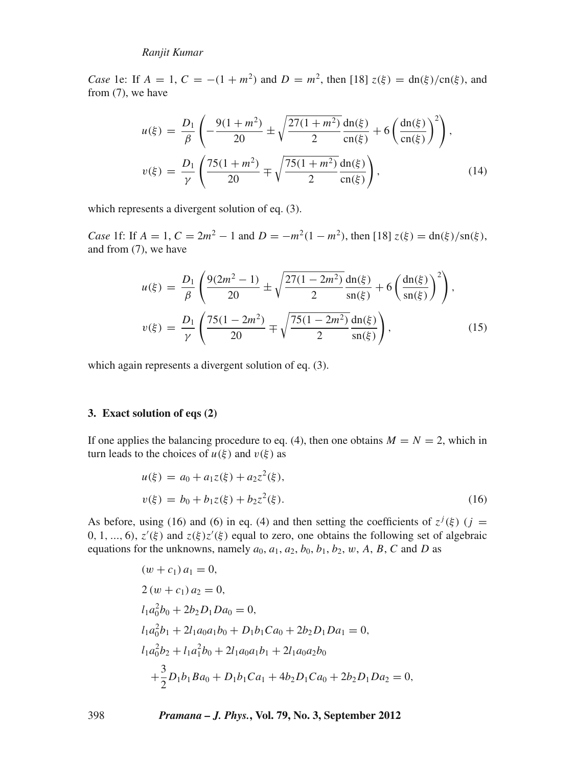*Case* 1e: If $A = 1$, $C = -(1 + m^2)$ and $D = m^2$, then [18] $z(\xi) = \text{dn}(\xi)/\text{cn}(\xi)$, and from (7), we have

$$u(\xi) = \frac{D_1}{\beta}\left(-\frac{9(1+m^2)}{20} \pm \sqrt{\frac{27(1+m^2)}{2}}\frac{\text{dn}(\xi)}{\text{cn}(\xi)} + 6\left(\frac{\text{dn}(\xi)}{\text{cn}(\xi)}\right)^2\right),$$

$$v(\xi) = \frac{D_1}{\gamma}\left(\frac{75(1+m^2)}{20} \mp \sqrt{\frac{75(1+m^2)}{2}}\frac{\text{dn}(\xi)}{\text{cn}(\xi)}\right), \tag{14}$$

which represents a divergent solution of eq. (3).

*Case* 1f: If $A = 1$, $C = 2m^2 - 1$ and $D = -m^2(1 - m^2)$, then [18] $z(\xi) = \text{dn}(\xi)/\text{sn}(\xi)$, and from (7), we have

$$u(\xi) = \frac{D_1}{\beta}\left(\frac{9(2m^2-1)}{20} \pm \sqrt{\frac{27(1-2m^2)}{2}}\frac{\text{dn}(\xi)}{\text{sn}(\xi)} + 6\left(\frac{\text{dn}(\xi)}{\text{sn}(\xi)}\right)^2\right),$$

$$v(\xi) = \frac{D_1}{\gamma}\left(\frac{75(1-2m^2)}{20} \mp \sqrt{\frac{75(1-2m^2)}{2}}\frac{\text{dn}(\xi)}{\text{sn}(\xi)}\right), \tag{15}$$

which again represents a divergent solution of eq. (3).

## 3. Exact solution of eqs (2)

If one applies the balancing procedure to eq. (4), then one obtains $M = N = 2$, which in turn leads to the choices of $u(\xi)$ and $v(\xi)$ as

$$u(\xi) = a_0 + a_1 z(\xi) + a_2 z^2(\xi),$$

$$v(\xi) = b_0 + b_1 z(\xi) + b_2 z^2(\xi). \tag{16}$$

As before, using (16) and (6) in eq. (4) and then setting the coefficients of $z^j(\xi)$ ($j = 0, 1, ..., 6$), $z'(\xi)$ and $z(\xi)z'(\xi)$ equal to zero, one obtains the following set of algebraic equations for the unknowns, namely $a_0$, $a_1$, $a_2$, $b_0$, $b_1$, $b_2$, $w$, $A$, $B$, $C$ and $D$ as

$$(w + c_1)\, a_1 = 0,$$

$$2\,(w + c_1)\, a_2 = 0,$$

$$l_1 a_0^2 b_0 + 2b_2 D_1 D a_0 = 0,$$

$$l_1 a_0^2 b_1 + 2l_1 a_0 a_1 b_0 + D_1 b_1 C a_0 + 2b_2 D_1 D a_1 = 0,$$

$$l_1 a_0^2 b_2 + l_1 a_1^2 b_0 + 2l_1 a_0 a_1 b_1 + 2l_1 a_0 a_2 b_0$$
$$+ \frac{3}{2} D_1 b_1 B a_0 + D_1 b_1 C a_1 + 4b_2 D_1 C a_0 + 2b_2 D_1 D a_2 = 0,$$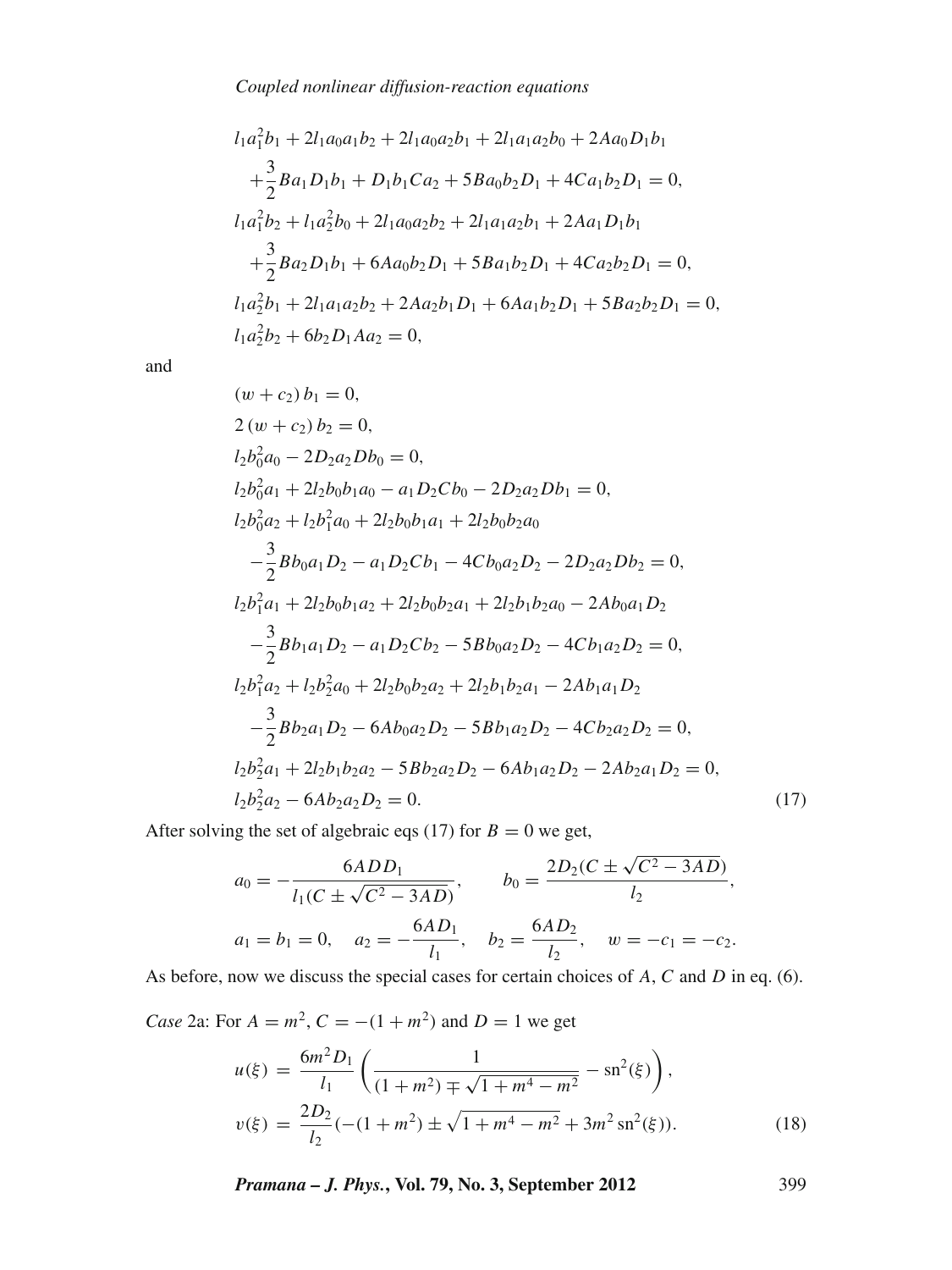$$l_1 a_1^2 b_1 + 2l_1 a_0 a_1 b_2 + 2l_1 a_0 a_2 b_1 + 2l_1 a_1 a_2 b_0 + 2Aa_0 D_1 b_1$$
$$+\frac{3}{2} Ba_1 D_1 b_1 + D_1 b_1 C a_2 + 5Ba_0 b_2 D_1 + 4Ca_1 b_2 D_1 = 0,$$
$$l_1 a_1^2 b_2 + l_1 a_2^2 b_0 + 2l_1 a_0 a_2 b_2 + 2l_1 a_1 a_2 b_1 + 2Aa_1 D_1 b_1$$
$$+\frac{3}{2} Ba_2 D_1 b_1 + 6Aa_0 b_2 D_1 + 5Ba_1 b_2 D_1 + 4Ca_2 b_2 D_1 = 0,$$
$$l_1 a_2^2 b_1 + 2l_1 a_1 a_2 b_2 + 2Aa_2 b_1 D_1 + 6Aa_1 b_2 D_1 + 5Ba_2 b_2 D_1 = 0,$$
$$l_1 a_2^2 b_2 + 6b_2 D_1 A a_2 = 0,$$

and

$$(w + c_2)\, b_1 = 0,$$
$$2\,(w + c_2)\, b_2 = 0,$$
$$l_2 b_0^2 a_0 - 2D_2 a_2 D b_0 = 0,$$
$$l_2 b_0^2 a_1 + 2l_2 b_0 b_1 a_0 - a_1 D_2 C b_0 - 2D_2 a_2 D b_1 = 0,$$
$$l_2 b_0^2 a_2 + l_2 b_1^2 a_0 + 2l_2 b_0 b_1 a_1 + 2l_2 b_0 b_2 a_0$$
$$-\frac{3}{2} B b_0 a_1 D_2 - a_1 D_2 C b_1 - 4C b_0 a_2 D_2 - 2D_2 a_2 D b_2 = 0,$$
$$l_2 b_1^2 a_1 + 2l_2 b_0 b_1 a_2 + 2l_2 b_0 b_2 a_1 + 2l_2 b_1 b_2 a_0 - 2A b_0 a_1 D_2$$
$$-\frac{3}{2} B b_1 a_1 D_2 - a_1 D_2 C b_2 - 5B b_0 a_2 D_2 - 4C b_1 a_2 D_2 = 0,$$
$$l_2 b_1^2 a_2 + l_2 b_2^2 a_0 + 2l_2 b_0 b_2 a_2 + 2l_2 b_1 b_2 a_1 - 2A b_1 a_1 D_2$$
$$-\frac{3}{2} B b_2 a_1 D_2 - 6A b_0 a_2 D_2 - 5B b_1 a_2 D_2 - 4C b_2 a_2 D_2 = 0,$$
$$l_2 b_2^2 a_1 + 2l_2 b_1 b_2 a_2 - 5B b_2 a_2 D_2 - 6A b_1 a_2 D_2 - 2A b_2 a_1 D_2 = 0,$$
$$l_2 b_2^2 a_2 - 6A b_2 a_2 D_2 = 0. \tag{17}$$

After solving the set of algebraic eqs (17) for $B = 0$ we get,

$$a_0 = -\frac{6ADD_1}{l_1(C \pm \sqrt{C^2 - 3AD})}, \qquad b_0 = \frac{2D_2(C \pm \sqrt{C^2 - 3AD})}{l_2},$$
$$a_1 = b_1 = 0, \quad a_2 = -\frac{6AD_1}{l_1}, \quad b_2 = \frac{6AD_2}{l_2}, \quad w = -c_1 = -c_2.$$

As before, now we discuss the special cases for certain choices of $A$, $C$ and $D$ in eq. (6).

*Case* 2a: For $A = m^2$, $C = -(1 + m^2)$ and $D = 1$ we get

$$u(\xi) = \frac{6m^2 D_1}{l_1}\left(\frac{1}{(1 + m^2) \mp \sqrt{1 + m^4 - m^2}} - \mathrm{sn}^2(\xi)\right),$$
$$v(\xi) = \frac{2D_2}{l_2}(-(1 + m^2) \pm \sqrt{1 + m^4 - m^2} + 3m^2\, \mathrm{sn}^2(\xi)). \tag{18}$$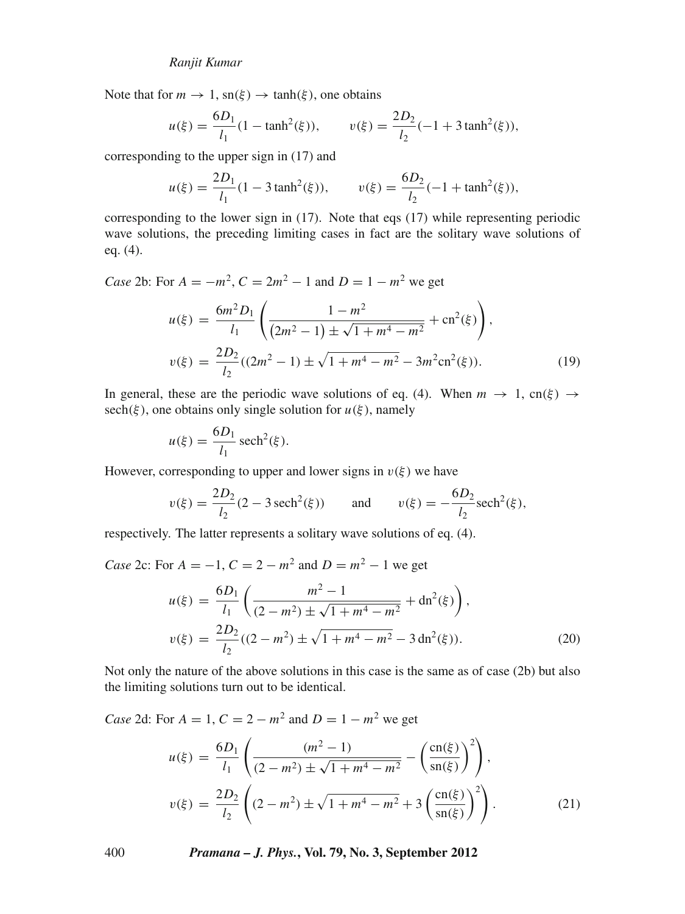Note that for $m \to 1$, $\mathrm{sn}(\xi) \to \tanh(\xi)$, one obtains

$$u(\xi) = \frac{6D_1}{l_1}(1 - \tanh^2(\xi)), \qquad v(\xi) = \frac{2D_2}{l_2}(-1 + 3\tanh^2(\xi)),$$

corresponding to the upper sign in (17) and

$$u(\xi) = \frac{2D_1}{l_1}(1 - 3\tanh^2(\xi)), \qquad v(\xi) = \frac{6D_2}{l_2}(-1 + \tanh^2(\xi)),$$

corresponding to the lower sign in (17). Note that eqs (17) while representing periodic wave solutions, the preceding limiting cases in fact are the solitary wave solutions of eq. (4).

*Case* 2b: For $A = -m^2$, $C = 2m^2 - 1$ and $D = 1 - m^2$ we get

$$u(\xi) = \frac{6m^2 D_1}{l_1}\left(\frac{1 - m^2}{(2m^2 - 1) \pm \sqrt{1 + m^4 - m^2}} + \mathrm{cn}^2(\xi)\right),$$

$$v(\xi) = \frac{2D_2}{l_2}((2m^2 - 1) \pm \sqrt{1 + m^4 - m^2} - 3m^2\mathrm{cn}^2(\xi)). \tag{19}$$

In general, these are the periodic wave solutions of eq. (4). When $m \to 1$, $\mathrm{cn}(\xi) \to \mathrm{sech}(\xi)$, one obtains only single solution for $u(\xi)$, namely

$$u(\xi) = \frac{6D_1}{l_1}\,\mathrm{sech}^2(\xi).$$

However, corresponding to upper and lower signs in $v(\xi)$ we have

$$v(\xi) = \frac{2D_2}{l_2}(2 - 3\,\mathrm{sech}^2(\xi)) \qquad \text{and} \qquad v(\xi) = -\frac{6D_2}{l_2}\mathrm{sech}^2(\xi),$$

respectively. The latter represents a solitary wave solutions of eq. (4).

*Case* 2c: For $A = -1$, $C = 2 - m^2$ and $D = m^2 - 1$ we get

$$u(\xi) = \frac{6D_1}{l_1}\left(\frac{m^2 - 1}{(2 - m^2) \pm \sqrt{1 + m^4 - m^2}} + \mathrm{dn}^2(\xi)\right),$$

$$v(\xi) = \frac{2D_2}{l_2}((2 - m^2) \pm \sqrt{1 + m^4 - m^2} - 3\,\mathrm{dn}^2(\xi)). \tag{20}$$

Not only the nature of the above solutions in this case is the same as of case (2b) but also the limiting solutions turn out to be identical.

*Case* 2d: For $A = 1$, $C = 2 - m^2$ and $D = 1 - m^2$ we get

$$u(\xi) = \frac{6D_1}{l_1}\left(\frac{(m^2 - 1)}{(2 - m^2) \pm \sqrt{1 + m^4 - m^2}} - \left(\frac{\mathrm{cn}(\xi)}{\mathrm{sn}(\xi)}\right)^2\right),$$

$$v(\xi) = \frac{2D_2}{l_2}\left((2 - m^2) \pm \sqrt{1 + m^4 - m^2} + 3\left(\frac{\mathrm{cn}(\xi)}{\mathrm{sn}(\xi)}\right)^2\right). \tag{21}$$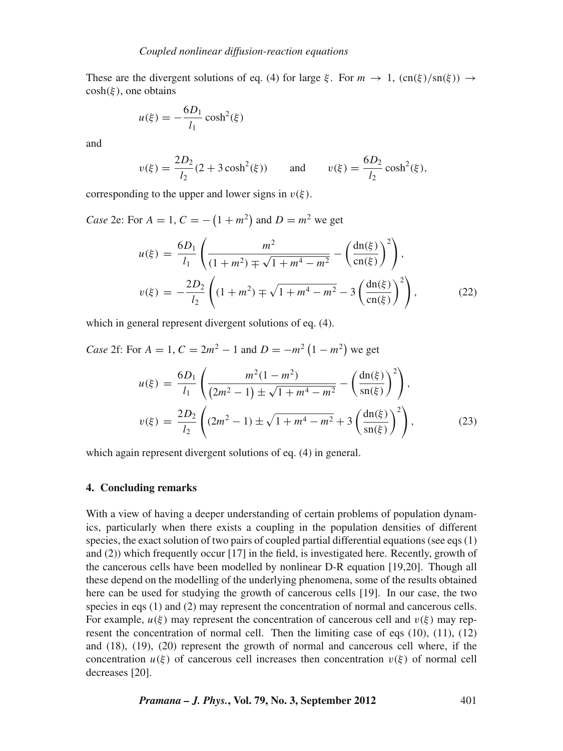These are the divergent solutions of eq. (4) for large $\xi$. For $m \to 1$, $(\mathrm{cn}(\xi)/\mathrm{sn}(\xi)) \to \cosh(\xi)$, one obtains

$$u(\xi) = -\frac{6D_1}{l_1}\cosh^2(\xi)$$

and

$$v(\xi) = \frac{2D_2}{l_2}(2 + 3\cosh^2(\xi)) \qquad \text{and} \qquad v(\xi) = \frac{6D_2}{l_2}\cosh^2(\xi),$$

corresponding to the upper and lower signs in $v(\xi)$.

*Case* 2e: For $A = 1$, $C = -\left(1 + m^2\right)$ and $D = m^2$ we get

$$\begin{aligned} u(\xi) &= \frac{6D_1}{l_1}\left(\frac{m^2}{(1+m^2) \mp \sqrt{1+m^4-m^2}} - \left(\frac{\mathrm{dn}(\xi)}{\mathrm{cn}(\xi)}\right)^2\right), \\ v(\xi) &= -\frac{2D_2}{l_2}\left((1+m^2) \mp \sqrt{1+m^4-m^2} - 3\left(\frac{\mathrm{dn}(\xi)}{\mathrm{cn}(\xi)}\right)^2\right), \end{aligned} \tag{22}$$

which in general represent divergent solutions of eq. (4).

*Case* 2f: For $A = 1$, $C = 2m^2 - 1$ and $D = -m^2\left(1 - m^2\right)$ we get

$$\begin{aligned} u(\xi) &= \frac{6D_1}{l_1}\left(\frac{m^2(1-m^2)}{\left(2m^2-1\right) \pm \sqrt{1+m^4-m^2}} - \left(\frac{\mathrm{dn}(\xi)}{\mathrm{sn}(\xi)}\right)^2\right), \\ v(\xi) &= \frac{2D_2}{l_2}\left((2m^2-1) \pm \sqrt{1+m^4-m^2} + 3\left(\frac{\mathrm{dn}(\xi)}{\mathrm{sn}(\xi)}\right)^2\right), \end{aligned} \tag{23}$$

which again represent divergent solutions of eq. (4) in general.

## 4. Concluding remarks

With a view of having a deeper understanding of certain problems of population dynamics, particularly when there exists a coupling in the population densities of different species, the exact solution of two pairs of coupled partial differential equations (see eqs (1) and (2)) which frequently occur [17] in the field, is investigated here. Recently, growth of the cancerous cells have been modelled by nonlinear D-R equation [19,20]. Though all these depend on the modelling of the underlying phenomena, some of the results obtained here can be used for studying the growth of cancerous cells [19]. In our case, the two species in eqs (1) and (2) may represent the concentration of normal and cancerous cells. For example, $u(\xi)$ may represent the concentration of cancerous cell and $v(\xi)$ may represent the concentration of normal cell. Then the limiting case of eqs (10), (11), (12) and (18), (19), (20) represent the growth of normal and cancerous cell where, if the concentration $u(\xi)$ of cancerous cell increases then concentration $v(\xi)$ of normal cell decreases [20].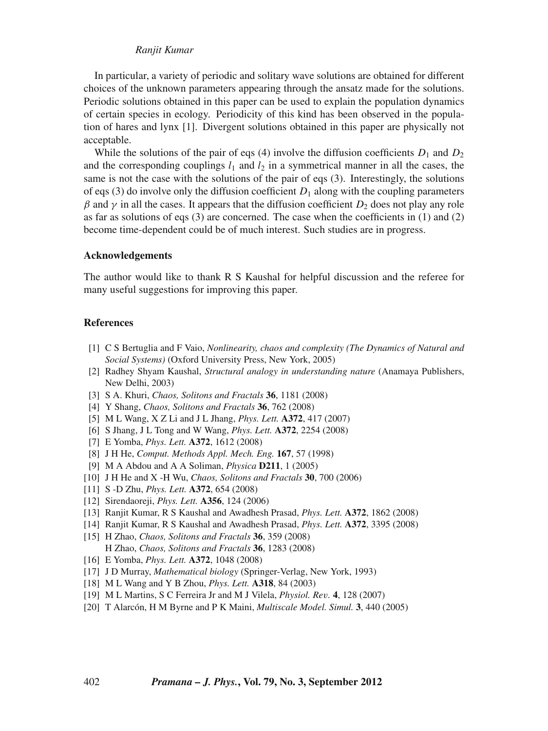In particular, a variety of periodic and solitary wave solutions are obtained for different choices of the unknown parameters appearing through the ansatz made for the solutions. Periodic solutions obtained in this paper can be used to explain the population dynamics of certain species in ecology. Periodicity of this kind has been observed in the population of hares and lynx [1]. Divergent solutions obtained in this paper are physically not acceptable.

While the solutions of the pair of eqs (4) involve the diffusion coefficients $D_1$ and $D_2$ and the corresponding couplings $l_1$ and $l_2$ in a symmetrical manner in all the cases, the same is not the case with the solutions of the pair of eqs (3). Interestingly, the solutions of eqs (3) do involve only the diffusion coefficient $D_1$ along with the coupling parameters $\beta$ and $\gamma$ in all the cases. It appears that the diffusion coefficient $D_2$ does not play any role as far as solutions of eqs (3) are concerned. The case when the coefficients in (1) and (2) become time-dependent could be of much interest. Such studies are in progress.

### Acknowledgements

The author would like to thank R S Kaushal for helpful discussion and the referee for many useful suggestions for improving this paper.

### References

[1] C S Bertuglia and F Vaio, *Nonlinearity, chaos and complexity (The Dynamics of Natural and Social Systems)* (Oxford University Press, New York, 2005)
[2] Radhey Shyam Kaushal, *Structural analogy in understanding nature* (Anamaya Publishers, New Delhi, 2003)
[3] S A. Khuri, *Chaos, Solitons and Fractals* **36**, 1181 (2008)
[4] Y Shang, *Chaos, Solitons and Fractals* **36**, 762 (2008)
[5] M L Wang, X Z Li and J L Jhang, *Phys. Lett.* **A372**, 417 (2007)
[6] S Jhang, J L Tong and W Wang, *Phys. Lett.* **A372**, 2254 (2008)
[7] E Yomba, *Phys. Lett.* **A372**, 1612 (2008)
[8] J H He, *Comput. Methods Appl. Mech. Eng.* **167**, 57 (1998)
[9] M A Abdou and A A Soliman, *Physica* **D211**, 1 (2005)
[10] J H He and X -H Wu, *Chaos, Solitons and Fractals* **30**, 700 (2006)
[11] S -D Zhu, *Phys. Lett.* **A372**, 654 (2008)
[12] Sirendaoreji, *Phys. Lett.* **A356**, 124 (2006)
[13] Ranjit Kumar, R S Kaushal and Awadhesh Prasad, *Phys. Lett.* **A372**, 1862 (2008)
[14] Ranjit Kumar, R S Kaushal and Awadhesh Prasad, *Phys. Lett.* **A372**, 3395 (2008)
[15] H Zhao, *Chaos, Solitons and Fractals* **36**, 359 (2008)
H Zhao, *Chaos, Solitons and Fractals* **36**, 1283 (2008)
[16] E Yomba, *Phys. Lett.* **A372**, 1048 (2008)
[17] J D Murray, *Mathematical biology* (Springer-Verlag, New York, 1993)
[18] M L Wang and Y B Zhou, *Phys. Lett.* **A318**, 84 (2003)
[19] M L Martins, S C Ferreira Jr and M J Vilela, *Physiol. Rev.* **4**, 128 (2007)
[20] T Alarcón, H M Byrne and P K Maini, *Multiscale Model. Simul.* **3**, 440 (2005)